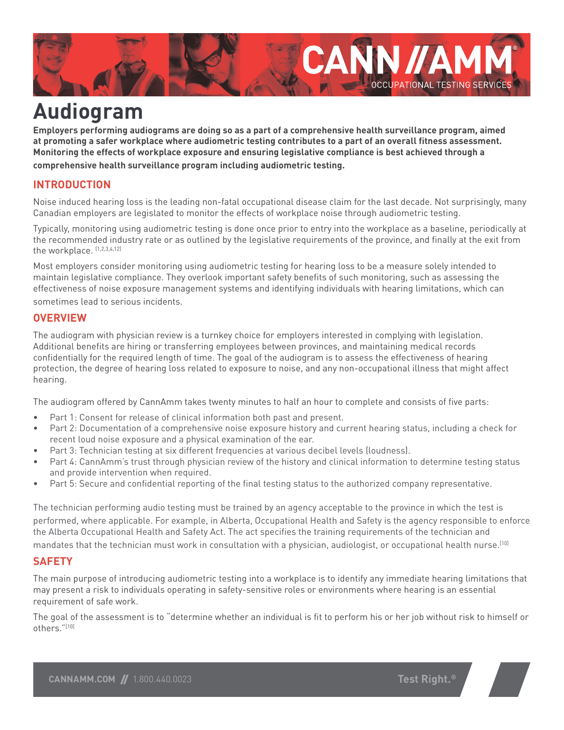# Audiogram

**Employers performing audiograms are doing so as a part of a comprehensive health surveillance program, aimed at promoting a safer workplace where audiometric testing contributes to a part of an overall fitness assessment. Monitoring the effects of workplace noise exposure and ensuring legislative compliance is best achieved through a comprehensive health surveillance program including audiometric testing.**

## INTRODUCTION

Noise induced hearing loss is the leading non-fatal occupational disease claim for the last decade. Not surprisingly, many Canadian employers are legislated to monitor the effects of workplace noise through audiometric testing.

Typically, monitoring using audiometric testing is done once prior to entry into the workplace as a baseline, periodically at the recommended industry rate or as outlined by the legislative requirements of the province, and finally at the exit from the workplace. [1,2,3,4,12]

Most employers consider monitoring using audiometric testing for hearing loss to be a measure solely intended to maintain legislative compliance. They overlook important safety benefits of such monitoring, such as assessing the effectiveness of noise exposure management systems and identifying individuals with hearing limitations, which can sometimes lead to serious incidents.

## OVERVIEW

The audiogram with physician review is a turnkey choice for employers interested in complying with legislation. Additional benefits are hiring or transferring employees between provinces, and maintaining medical records confidentially for the required length of time. The goal of the audiogram is to assess the effectiveness of hearing protection, the degree of hearing loss related to exposure to noise, and any non-occupational illness that might affect hearing.

The audiogram offered by CannAmm takes twenty minutes to half an hour to complete and consists of five parts:

- Part 1: Consent for release of clinical information both past and present.
- Part 2: Documentation of a comprehensive noise exposure history and current hearing status, including a check for recent loud noise exposure and a physical examination of the ear.
- Part 3: Technician testing at six different frequencies at various decibel levels (loudness).
- Part 4: CannAmm's trust through physician review of the history and clinical information to determine testing status and provide intervention when required.
- Part 5: Secure and confidential reporting of the final testing status to the authorized company representative.

The technician performing audio testing must be trained by an agency acceptable to the province in which the test is performed, where applicable. For example, in Alberta, Occupational Health and Safety is the agency responsible to enforce the Alberta Occupational Health and Safety Act. The act specifies the training requirements of the technician and mandates that the technician must work in consultation with a physician, audiologist, or occupational health nurse.[10]

## SAFETY

The main purpose of introducing audiometric testing into a workplace is to identify any immediate hearing limitations that may present a risk to individuals operating in safety-sensitive roles or environments where hearing is an essential requirement of safe work.

The goal of the assessment is to "determine whether an individual is fit to perform his or her job without risk to himself or others."[10]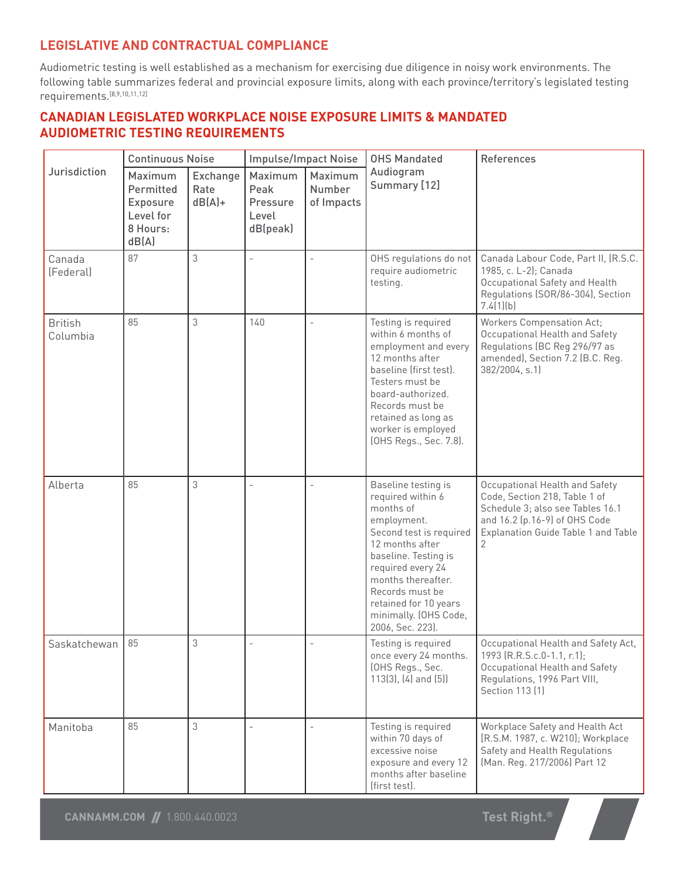## LEGISLATIVE AND CONTRACTUAL COMPLIANCE

Audiometric testing is well established as a mechanism for exercising due diligence in noisy work environments. The following table summarizes federal and provincial exposure limits, along with each province/territory's legislated testing requirements.[8,9,10,11,12]

## CANADIAN LEGISLATED WORKPLACE NOISE EXPOSURE LIMITS & MANDATED AUDIOMETRIC TESTING REQUIREMENTS

| Jurisdiction | Continuous Noise | | Impulse/Impact Noise | | OHS Mandated Audiogram Summary [12] | References |
|---|---|---|---|---|---|---|
| | Maximum Permitted Exposure Level for 8 Hours: dB(A) | Exchange Rate dB(A)+ | Maximum Peak Pressure Level dB(peak) | Maximum Number of Impacts | | |
| Canada (Federal) | 87 | 3 | - | - | OHS regulations do not require audiometric testing. | Canada Labour Code, Part II, (R.S.C. 1985, c. L-2); Canada Occupational Safety and Health Regulations (SOR/86-304), Section 7.4(1)(b) |
| British Columbia | 85 | 3 | 140 | - | Testing is required within 6 months of employment and every 12 months after baseline (first test). Testers must be board-authorized. Records must be retained as long as worker is employed (OHS Regs., Sec. 7.8). | Workers Compensation Act; Occupational Health and Safety Regulations (BC Reg 296/97 as amended), Section 7.2 (B.C. Reg. 382/2004, s.1) |
| Alberta | 85 | 3 | - | - | Baseline testing is required within 6 months of employment. Second test is required 12 months after baseline. Testing is required every 24 months thereafter. Records must be retained for 10 years minimally. (OHS Code, 2006, Sec. 223). | Occupational Health and Safety Code, Section 218, Table 1 of Schedule 3; also see Tables 16.1 and 16.2 (p.16-9) of OHS Code Explanation Guide Table 1 and Table 2 |
| Saskatchewan | 85 | 3 | - | - | Testing is required once every 24 months. (OHS Regs., Sec. 113(3), (4) and (5)) | Occupational Health and Safety Act, 1993 (R.R.S.c.0-1.1, r.1); Occupational Health and Safety Regulations, 1996 Part VIII, Section 113 (1) |
| Manitoba | 85 | 3 | - | - | Testing is required within 70 days of excessive noise exposure and every 12 months after baseline (first test). | Workplace Safety and Health Act [R.S.M. 1987, c. W210]; Workplace Safety and Health Regulations (Man. Reg. 217/2006) Part 12 |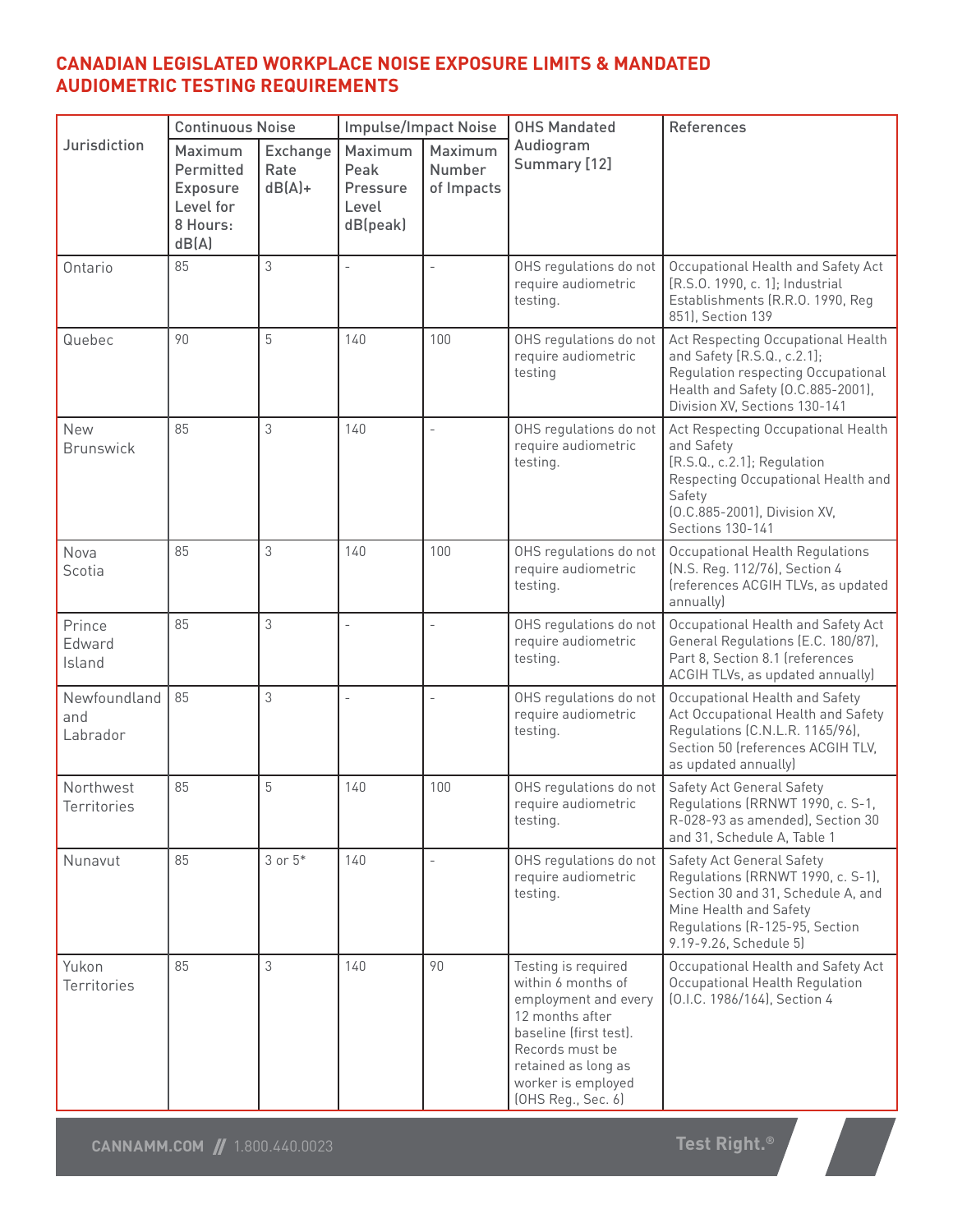## CANADIAN LEGISLATED WORKPLACE NOISE EXPOSURE LIMITS & MANDATED AUDIOMETRIC TESTING REQUIREMENTS

| Jurisdiction | Continuous Noise | | Impulse/Impact Noise | | OHS Mandated Audiogram Summary [12] | References |
|---|---|---|---|---|---|---|
| | Maximum Permitted Exposure Level for 8 Hours: dB(A) | Exchange Rate dB(A)+ | Maximum Peak Pressure Level dB(peak) | Maximum Number of Impacts | | |
| Ontario | 85 | 3 | - | - | OHS regulations do not require audiometric testing. | Occupational Health and Safety Act [R.S.O. 1990, c. 1]; Industrial Establishments (R.R.O. 1990, Reg 851), Section 139 |
| Quebec | 90 | 5 | 140 | 100 | OHS regulations do not require audiometric testing | Act Respecting Occupational Health and Safety [R.S.Q., c.2.1]; Regulation respecting Occupational Health and Safety (O.C.885-2001), Division XV, Sections 130-141 |
| New Brunswick | 85 | 3 | 140 | - | OHS regulations do not require audiometric testing. | Act Respecting Occupational Health and Safety [R.S.Q., c.2.1]; Regulation Respecting Occupational Health and Safety (O.C.885-2001), Division XV, Sections 130-141 |
| Nova Scotia | 85 | 3 | 140 | 100 | OHS regulations do not require audiometric testing. | Occupational Health Regulations (N.S. Reg. 112/76), Section 4 (references ACGIH TLVs, as updated annually) |
| Prince Edward Island | 85 | 3 | - | - | OHS regulations do not require audiometric testing. | Occupational Health and Safety Act General Regulations (E.C. 180/87), Part 8, Section 8.1 (references ACGIH TLVs, as updated annually) |
| Newfoundland and Labrador | 85 | 3 | - | - | OHS regulations do not require audiometric testing. | Occupational Health and Safety Act Occupational Health and Safety Regulations (C.N.L.R. 1165/96), Section 50 (references ACGIH TLV, as updated annually) |
| Northwest Territories | 85 | 5 | 140 | 100 | OHS regulations do not require audiometric testing. | Safety Act General Safety Regulations (RRNWT 1990, c. S-1, R-028-93 as amended), Section 30 and 31, Schedule A, Table 1 |
| Nunavut | 85 | 3 or 5* | 140 | - | OHS regulations do not require audiometric testing. | Safety Act General Safety Regulations (RRNWT 1990, c. S-1), Section 30 and 31, Schedule A, and Mine Health and Safety Regulations (R-125-95, Section 9.19-9.26, Schedule 5) |
| Yukon Territories | 85 | 3 | 140 | 90 | Testing is required within 6 months of employment and every 12 months after baseline (first test). Records must be retained as long as worker is employed (OHS Reg., Sec. 6) | Occupational Health and Safety Act Occupational Health Regulation (O.I.C. 1986/164), Section 4 |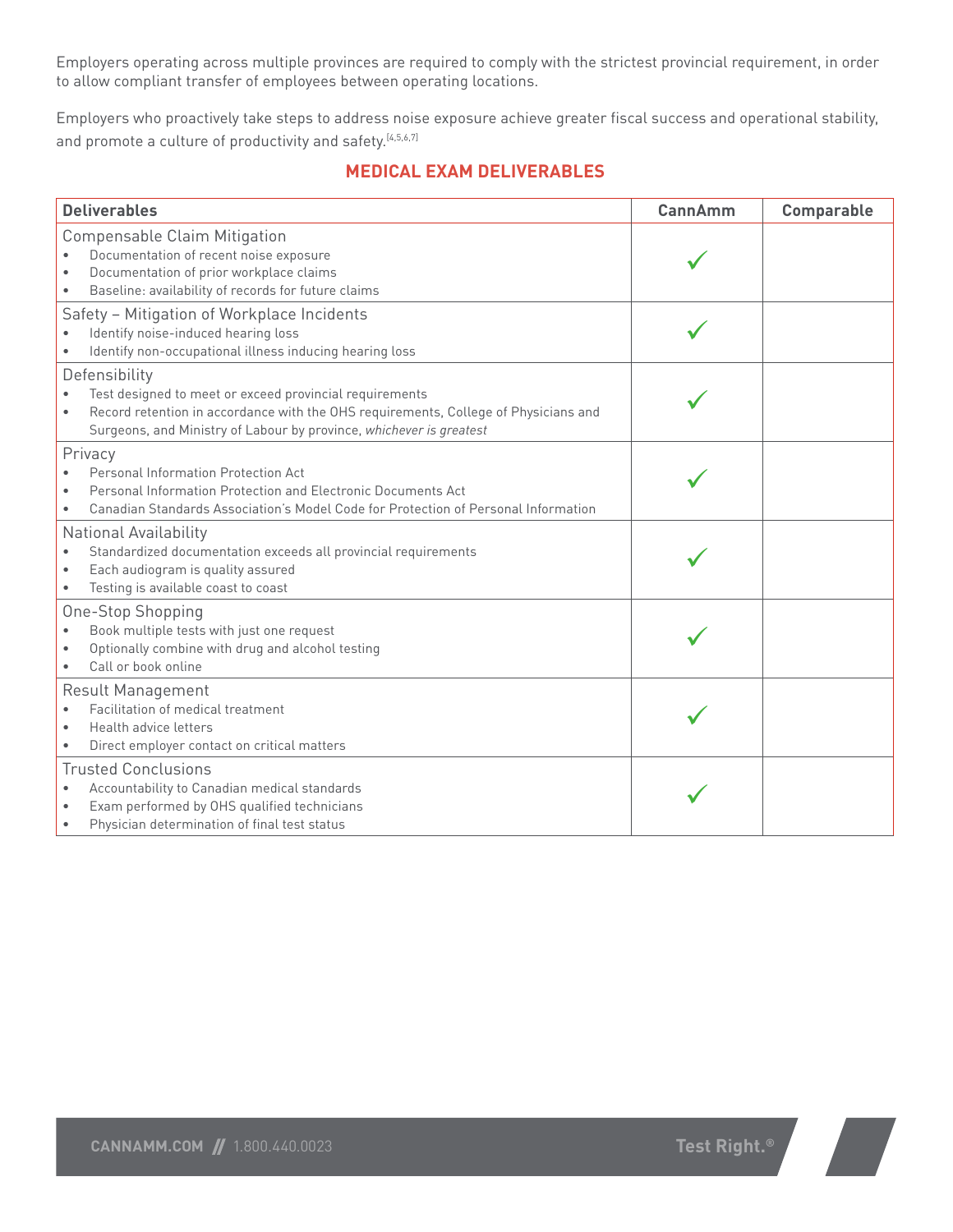Employers operating across multiple provinces are required to comply with the strictest provincial requirement, in order to allow compliant transfer of employees between operating locations.

Employers who proactively take steps to address noise exposure achieve greater fiscal success and operational stability, and promote a culture of productivity and safety.[4,5,6,7]

## MEDICAL EXAM DELIVERABLES

| Deliverables | CannAmm | Comparable |
|---|---|---|
| Compensable Claim Mitigation<br>• Documentation of recent noise exposure<br>• Documentation of prior workplace claims<br>• Baseline: availability of records for future claims | ✓ | |
| Safety – Mitigation of Workplace Incidents<br>• Identify noise-induced hearing loss<br>• Identify non-occupational illness inducing hearing loss | ✓ | |
| Defensibility<br>• Test designed to meet or exceed provincial requirements<br>• Record retention in accordance with the OHS requirements, College of Physicians and Surgeons, and Ministry of Labour by province, *whichever is greatest* | ✓ | |
| Privacy<br>• Personal Information Protection Act<br>• Personal Information Protection and Electronic Documents Act<br>• Canadian Standards Association's Model Code for Protection of Personal Information | ✓ | |
| National Availability<br>• Standardized documentation exceeds all provincial requirements<br>• Each audiogram is quality assured<br>• Testing is available coast to coast | ✓ | |
| One-Stop Shopping<br>• Book multiple tests with just one request<br>• Optionally combine with drug and alcohol testing<br>• Call or book online | ✓ | |
| Result Management<br>• Facilitation of medical treatment<br>• Health advice letters<br>• Direct employer contact on critical matters | ✓ | |
| Trusted Conclusions<br>• Accountability to Canadian medical standards<br>• Exam performed by OHS qualified technicians<br>• Physician determination of final test status | ✓ | |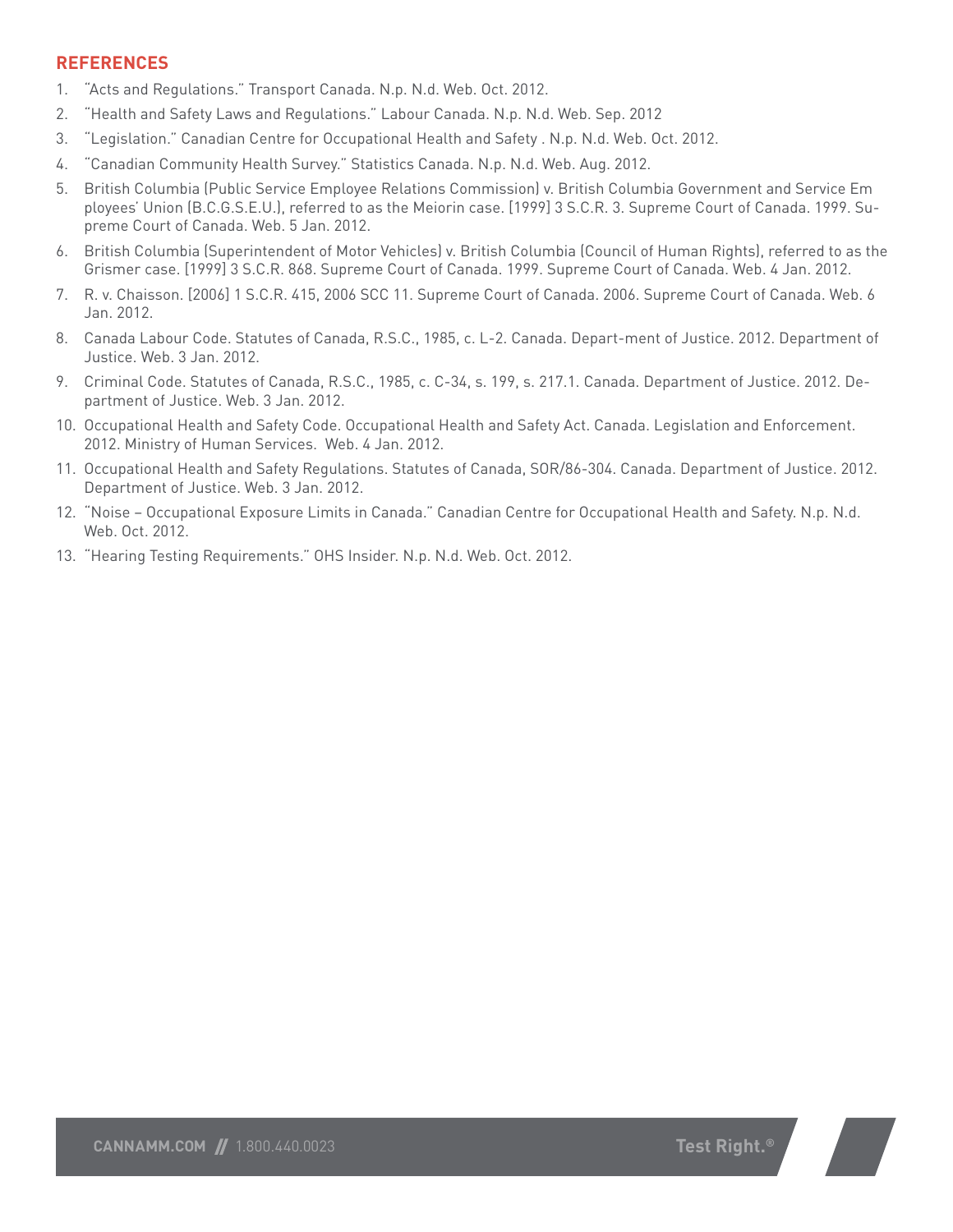## REFERENCES

1. "Acts and Regulations." Transport Canada. N.p. N.d. Web. Oct. 2012.
2. "Health and Safety Laws and Regulations." Labour Canada. N.p. N.d. Web. Sep. 2012
3. "Legislation." Canadian Centre for Occupational Health and Safety . N.p. N.d. Web. Oct. 2012.
4. "Canadian Community Health Survey." Statistics Canada. N.p. N.d. Web. Aug. 2012.
5. British Columbia (Public Service Employee Relations Commission) v. British Columbia Government and Service Employees' Union (B.C.G.S.E.U.), referred to as the Meiorin case. [1999] 3 S.C.R. 3. Supreme Court of Canada. 1999. Supreme Court of Canada. Web. 5 Jan. 2012.
6. British Columbia (Superintendent of Motor Vehicles) v. British Columbia (Council of Human Rights), referred to as the Grismer case. [1999] 3 S.C.R. 868. Supreme Court of Canada. 1999. Supreme Court of Canada. Web. 4 Jan. 2012.
7. R. v. Chaisson. [2006] 1 S.C.R. 415, 2006 SCC 11. Supreme Court of Canada. 2006. Supreme Court of Canada. Web. 6 Jan. 2012.
8. Canada Labour Code. Statutes of Canada, R.S.C., 1985, c. L-2. Canada. Depart-ment of Justice. 2012. Department of Justice. Web. 3 Jan. 2012.
9. Criminal Code. Statutes of Canada, R.S.C., 1985, c. C-34, s. 199, s. 217.1. Canada. Department of Justice. 2012. Department of Justice. Web. 3 Jan. 2012.
10. Occupational Health and Safety Code. Occupational Health and Safety Act. Canada. Legislation and Enforcement. 2012. Ministry of Human Services. Web. 4 Jan. 2012.
11. Occupational Health and Safety Regulations. Statutes of Canada, SOR/86-304. Canada. Department of Justice. 2012. Department of Justice. Web. 3 Jan. 2012.
12. "Noise – Occupational Exposure Limits in Canada." Canadian Centre for Occupational Health and Safety. N.p. N.d. Web. Oct. 2012.
13. "Hearing Testing Requirements." OHS Insider. N.p. N.d. Web. Oct. 2012.